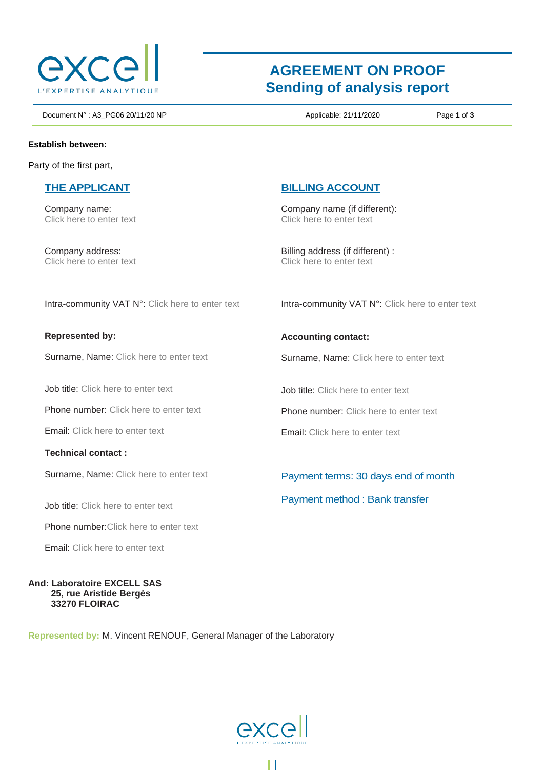# AGREEMENT ON PROOF
## Sending of analysis report

Document N° : A3_PG06 20/11/20 NP | Applicable: 21/11/2020

**Establish between:**

Party of the first part,

### THE APPLICANT

Company name:
Click here to enter text

Company address:
Click here to enter text

Intra-community VAT N°: Click here to enter text

**Represented by:**

Surname, Name: Click here to enter text

Job title: Click here to enter text

Phone number: Click here to enter text

Email: Click here to enter text

**Technical contact :**

Surname, Name: Click here to enter text

Job title: Click here to enter text

Phone number:Click here to enter text

Email: Click here to enter text

### BILLING ACCOUNT

Company name (if different):
Click here to enter text

Billing address (if different) :
Click here to enter text

Intra-community VAT N°: Click here to enter text

**Accounting contact:**

Surname, Name: Click here to enter text

Job title: Click here to enter text

Phone number: Click here to enter text

Email: Click here to enter text

Payment terms: 30 days end of month

Payment method : Bank transfer

**And: Laboratoire EXCELL SAS**
**25, rue Aristide Bergès**
**33270 FLOIRAC**

**Represented by:** M. Vincent RENOUF, General Manager of the Laboratory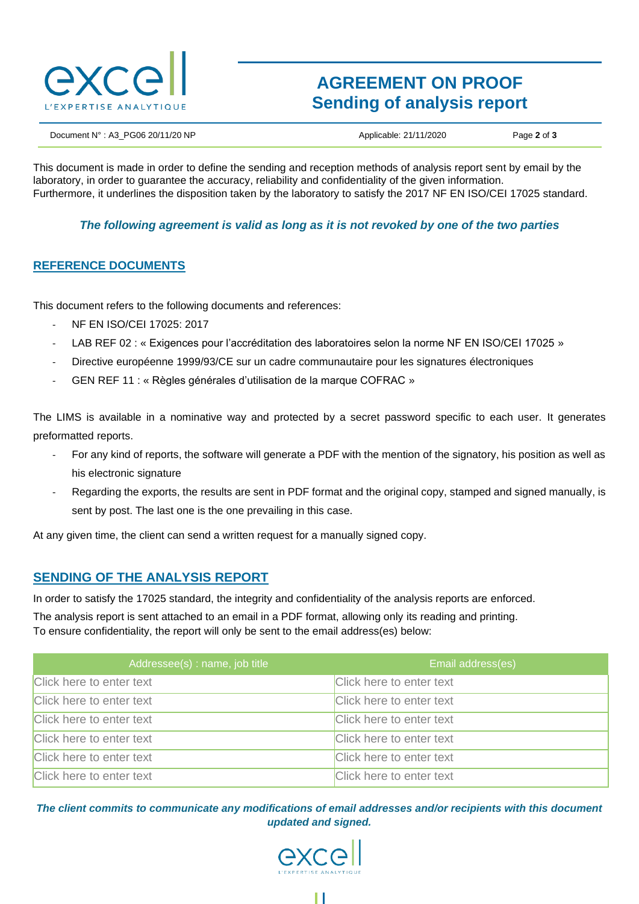This document is made in order to define the sending and reception methods of analysis report sent by email by the laboratory, in order to guarantee the accuracy, reliability and confidentiality of the given information.
Furthermore, it underlines the disposition taken by the laboratory to satisfy the 2017 NF EN ISO/CEI 17025 standard.

***The following agreement is valid as long as it is not revoked by one of the two parties***

## REFERENCE DOCUMENTS

This document refers to the following documents and references:

- NF EN ISO/CEI 17025: 2017
- LAB REF 02 : « Exigences pour l'accréditation des laboratoires selon la norme NF EN ISO/CEI 17025 »
- Directive européenne 1999/93/CE sur un cadre communautaire pour les signatures électroniques
- GEN REF 11 : « Règles générales d'utilisation de la marque COFRAC »

The LIMS is available in a nominative way and protected by a secret password specific to each user. It generates preformatted reports.

- For any kind of reports, the software will generate a PDF with the mention of the signatory, his position as well as his electronic signature
- Regarding the exports, the results are sent in PDF format and the original copy, stamped and signed manually, is sent by post. The last one is the one prevailing in this case.

At any given time, the client can send a written request for a manually signed copy.

## SENDING OF THE ANALYSIS REPORT

In order to satisfy the 17025 standard, the integrity and confidentiality of the analysis reports are enforced.

The analysis report is sent attached to an email in a PDF format, allowing only its reading and printing.
To ensure confidentiality, the report will only be sent to the email address(es) below:

| Addressee(s) : name, job title | Email address(es) |
| --- | --- |
| Click here to enter text | Click here to enter text |
| Click here to enter text | Click here to enter text |
| Click here to enter text | Click here to enter text |
| Click here to enter text | Click here to enter text |
| Click here to enter text | Click here to enter text |
| Click here to enter text | Click here to enter text |

***The client commits to communicate any modifications of email addresses and/or recipients with this document updated and signed.***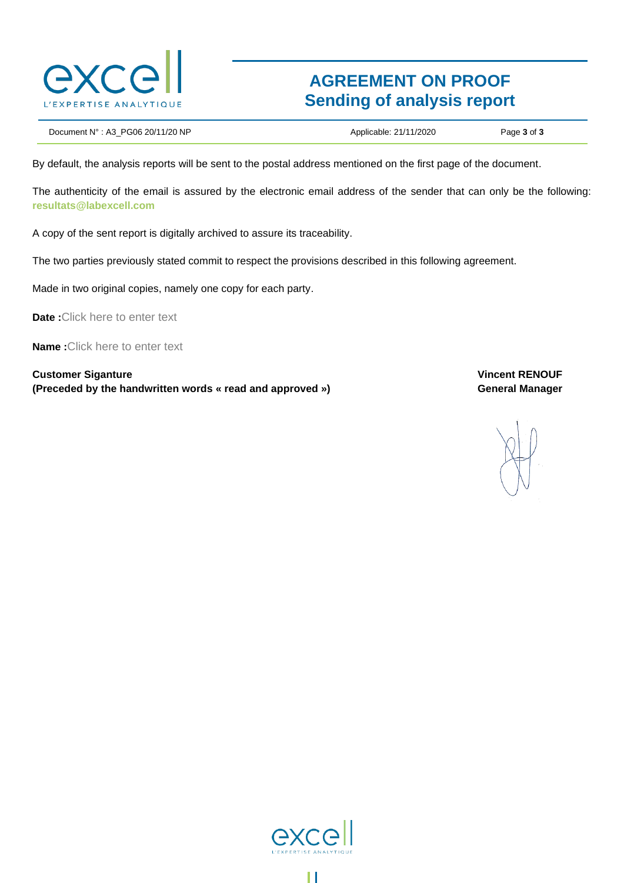By default, the analysis reports will be sent to the postal address mentioned on the first page of the document.

The authenticity of the email is assured by the electronic email address of the sender that can only be the following: **resultats@labexcell.com**

A copy of the sent report is digitally archived to assure its traceability.

The two parties previously stated commit to respect the provisions described in this following agreement.

Made in two original copies, namely one copy for each party.

**Date :** Click here to enter text

**Name :** Click here to enter text

**Customer Siganture**
**(Preceded by the handwritten words « read and approved »)**

**Vincent RENOUF**
**General Manager**